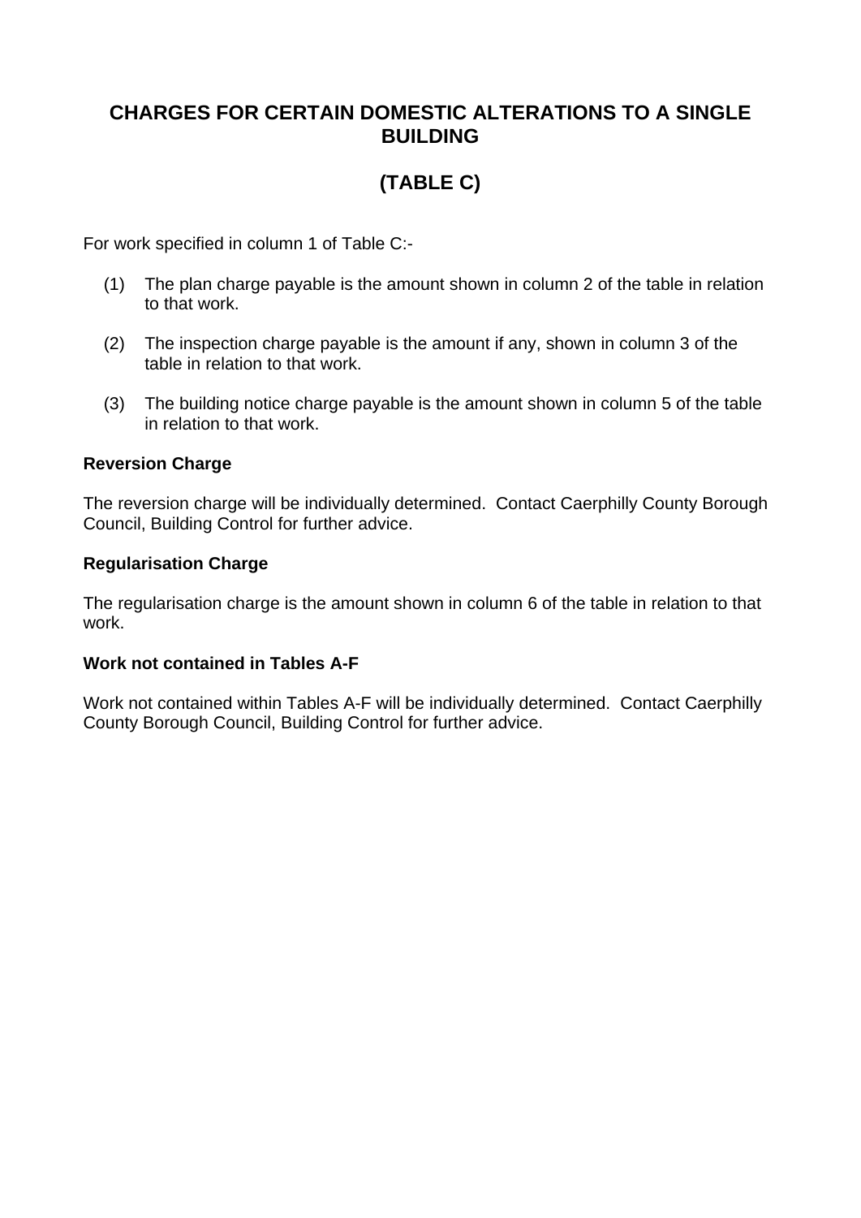# CHARGES FOR CERTAIN DOMESTIC ALTERATIONS TO A SINGLE BUILDING

## (TABLE C)

For work specified in column 1 of Table C:-

(1) The plan charge payable is the amount shown in column 2 of the table in relation to that work.

(2) The inspection charge payable is the amount if any, shown in column 3 of the table in relation to that work.

(3) The building notice charge payable is the amount shown in column 5 of the table in relation to that work.

**Reversion Charge**

The reversion charge will be individually determined. Contact Caerphilly County Borough Council, Building Control for further advice.

**Regularisation Charge**

The regularisation charge is the amount shown in column 6 of the table in relation to that work.

**Work not contained in Tables A-F**

Work not contained within Tables A-F will be individually determined. Contact Caerphilly County Borough Council, Building Control for further advice.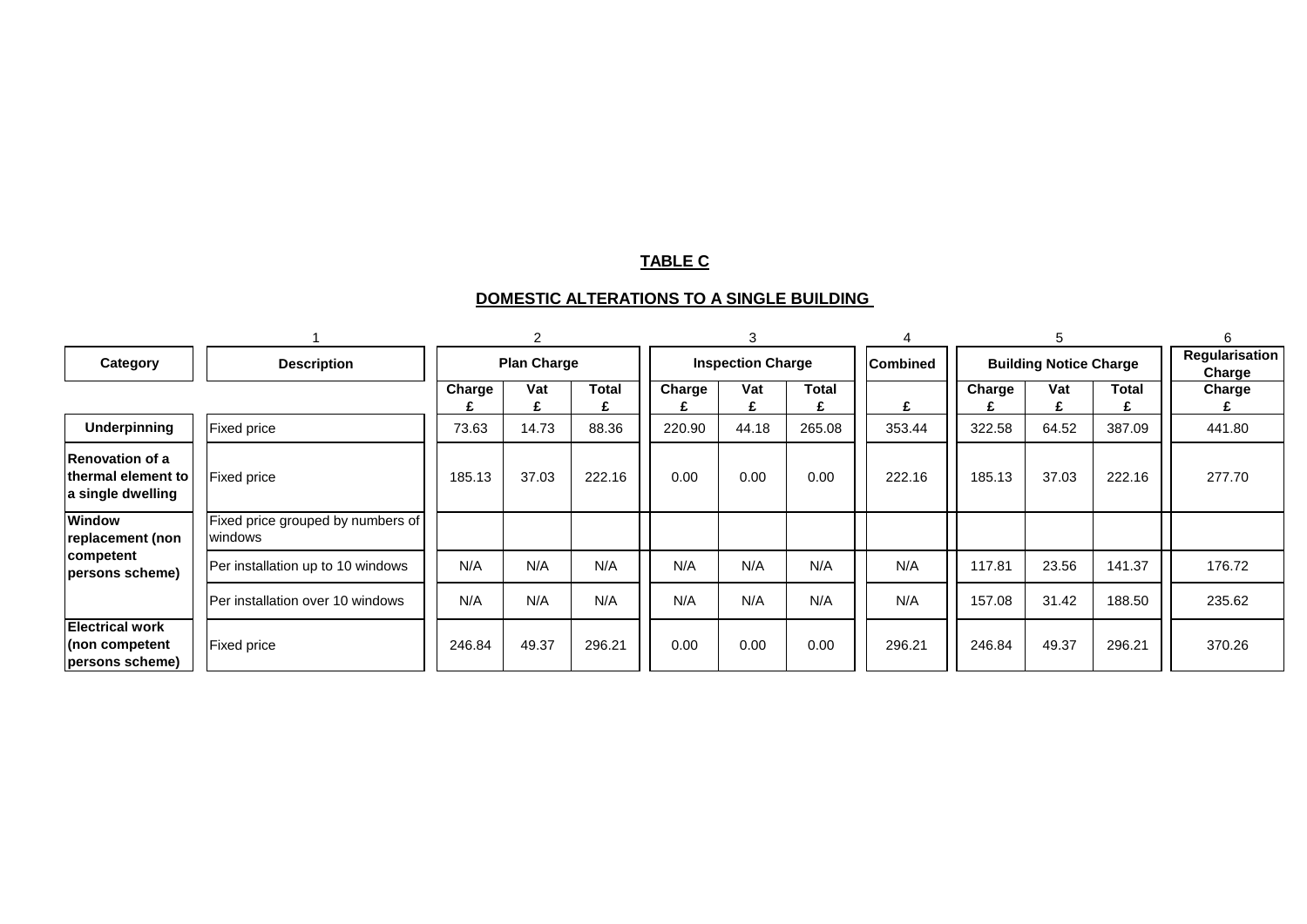## TABLE C

## DOMESTIC ALTERATIONS TO A SINGLE BUILDING

| | 1 | 2 | | | 3 | | | 4 | 5 | | | 6 |
|---|---|---|---|---|---|---|---|---|---|---|---|---|
| **Category** | **Description** | **Plan Charge** | | | **Inspection Charge** | | | **Combined** | **Building Notice Charge** | | | **Regularisation Charge** |
| | | **Charge £** | **Vat £** | **Total £** | **Charge £** | **Vat £** | **Total £** | **£** | **Charge £** | **Vat £** | **Total £** | **Charge £** |
| **Underpinning** | Fixed price | 73.63 | 14.73 | 88.36 | 220.90 | 44.18 | 265.08 | 353.44 | 322.58 | 64.52 | 387.09 | 441.80 |
| **Renovation of a thermal element to a single dwelling** | Fixed price | 185.13 | 37.03 | 222.16 | 0.00 | 0.00 | 0.00 | 222.16 | 185.13 | 37.03 | 222.16 | 277.70 |
| **Window replacement (non competent persons scheme)** | Fixed price grouped by numbers of windows | | | | | | | | | | | |
| | Per installation up to 10 windows | N/A | N/A | N/A | N/A | N/A | N/A | N/A | 117.81 | 23.56 | 141.37 | 176.72 |
| | Per installation over 10 windows | N/A | N/A | N/A | N/A | N/A | N/A | N/A | 157.08 | 31.42 | 188.50 | 235.62 |
| **Electrical work (non competent persons scheme)** | Fixed price | 246.84 | 49.37 | 296.21 | 0.00 | 0.00 | 0.00 | 296.21 | 246.84 | 49.37 | 296.21 | 370.26 |